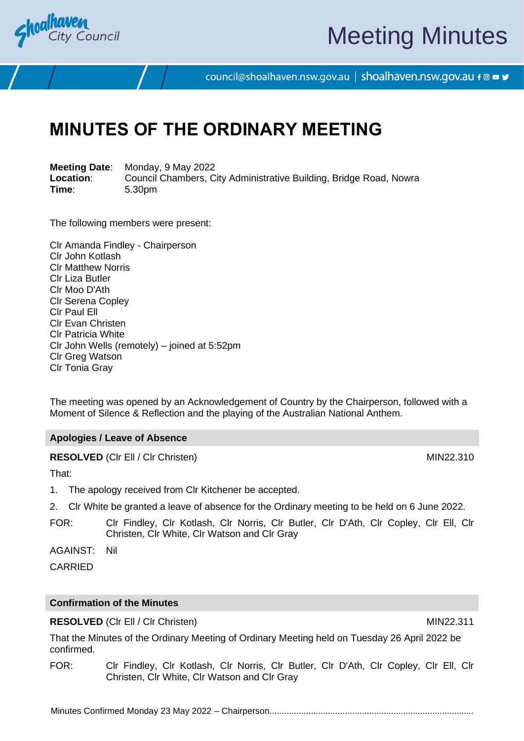# MINUTES OF THE ORDINARY MEETING

**Meeting Date**: Monday, 9 May 2022
**Location**: Council Chambers, City Administrative Building, Bridge Road, Nowra
**Time**: 5.30pm

The following members were present:

Clr Amanda Findley - Chairperson
Clr John Kotlash
Clr Matthew Norris
Clr Liza Butler
Clr Moo D'Ath
Clr Serena Copley
Clr Paul Ell
Clr Evan Christen
Clr Patricia White
Clr John Wells (remotely) – joined at 5:52pm
Clr Greg Watson
Clr Tonia Gray

The meeting was opened by an Acknowledgement of Country by the Chairperson, followed with a Moment of Silence & Reflection and the playing of the Australian National Anthem.

## Apologies / Leave of Absence

**RESOLVED** (Clr Ell / Clr Christen) MIN22.310

That:

1. The apology received from Clr Kitchener be accepted.
2. Clr White be granted a leave of absence for the Ordinary meeting to be held on 6 June 2022.

FOR: Clr Findley, Clr Kotlash, Clr Norris, Clr Butler, Clr D'Ath, Clr Copley, Clr Ell, Clr Christen, Clr White, Clr Watson and Clr Gray

AGAINST: Nil

CARRIED

## Confirmation of the Minutes

**RESOLVED** (Clr Ell / Clr Christen) MIN22.311

That the Minutes of the Ordinary Meeting of Ordinary Meeting held on Tuesday 26 April 2022 be confirmed.

FOR: Clr Findley, Clr Kotlash, Clr Norris, Clr Butler, Clr D'Ath, Clr Copley, Clr Ell, Clr Christen, Clr White, Clr Watson and Clr Gray

Minutes Confirmed Monday 23 May 2022 – Chairperson...................................................................................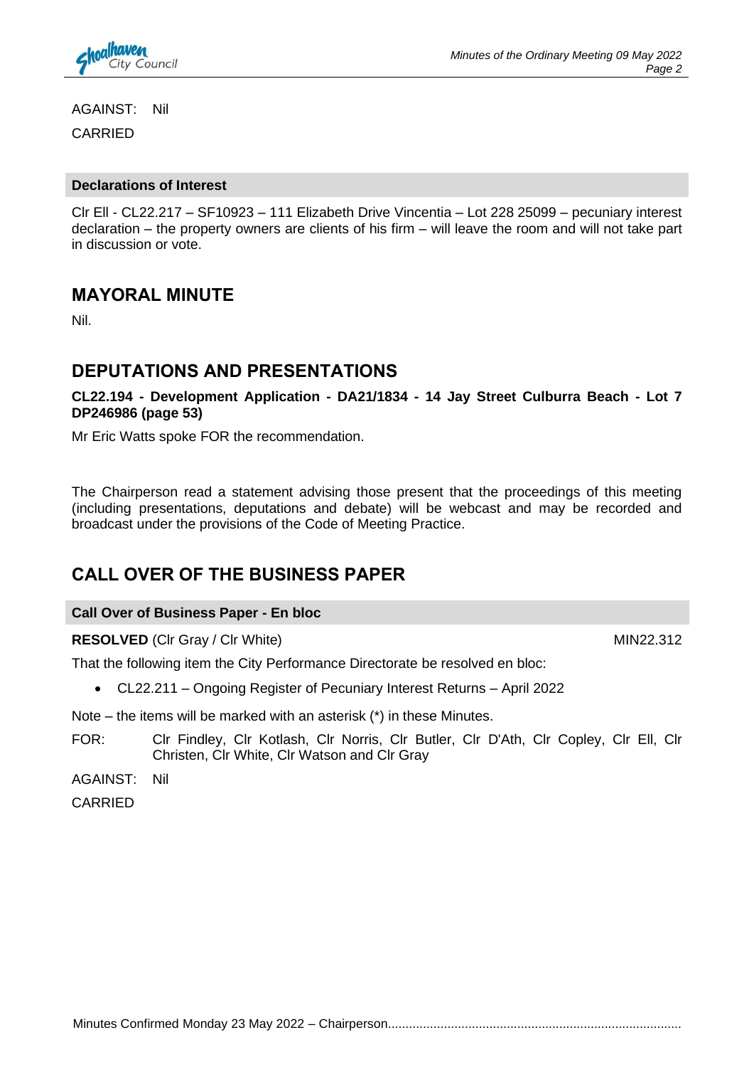AGAINST: Nil

CARRIED

**Declarations of Interest**

Clr Ell - CL22.217 – SF10923 – 111 Elizabeth Drive Vincentia – Lot 228 25099 – pecuniary interest declaration – the property owners are clients of his firm – will leave the room and will not take part in discussion or vote.

## MAYORAL MINUTE

Nil.

## DEPUTATIONS AND PRESENTATIONS

**CL22.194 - Development Application - DA21/1834 - 14 Jay Street Culburra Beach - Lot 7 DP246986 (page 53)**

Mr Eric Watts spoke FOR the recommendation.

The Chairperson read a statement advising those present that the proceedings of this meeting (including presentations, deputations and debate) will be webcast and may be recorded and broadcast under the provisions of the Code of Meeting Practice.

## CALL OVER OF THE BUSINESS PAPER

**Call Over of Business Paper - En bloc**

**RESOLVED** (Clr Gray / Clr White) MIN22.312

That the following item the City Performance Directorate be resolved en bloc:

- CL22.211 – Ongoing Register of Pecuniary Interest Returns – April 2022

Note – the items will be marked with an asterisk (*) in these Minutes.

FOR: Clr Findley, Clr Kotlash, Clr Norris, Clr Butler, Clr D'Ath, Clr Copley, Clr Ell, Clr Christen, Clr White, Clr Watson and Clr Gray

AGAINST: Nil

CARRIED

Minutes Confirmed Monday 23 May 2022 – Chairperson....................................................................................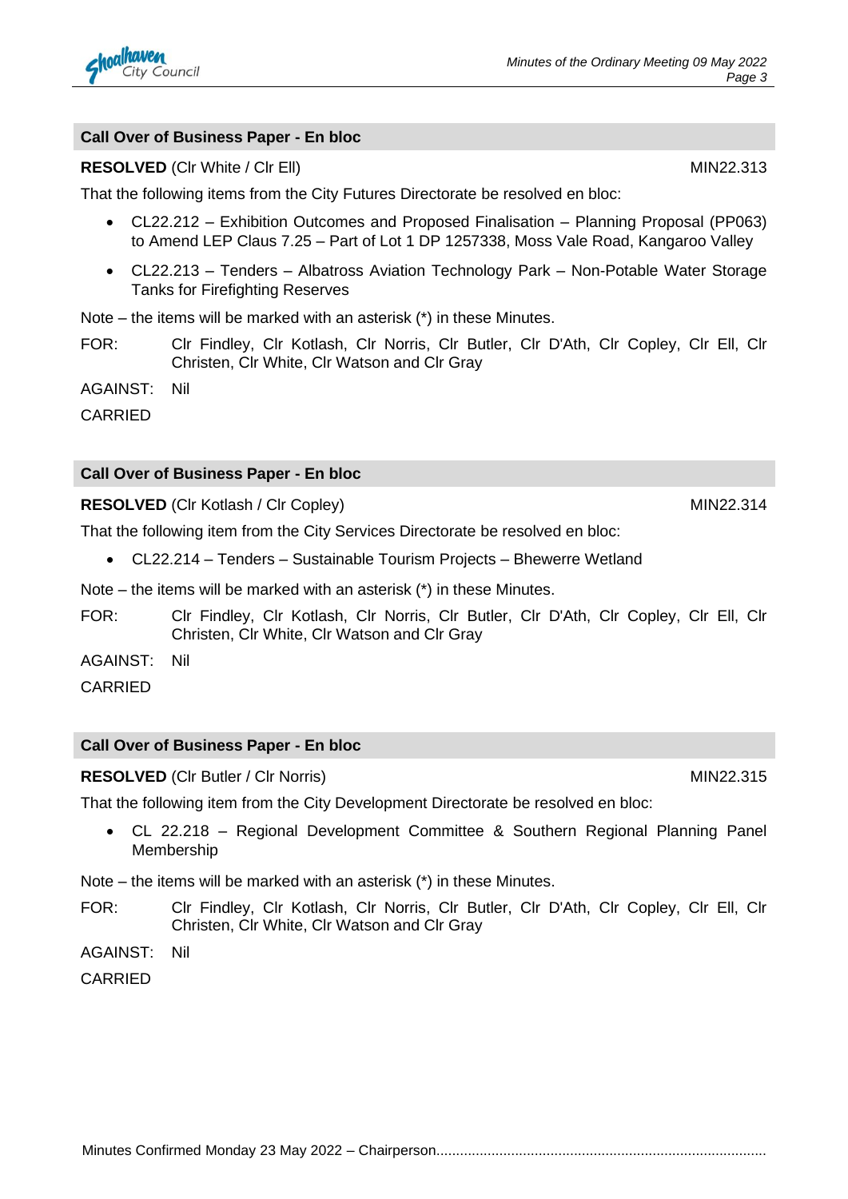## Call Over of Business Paper - En bloc

**RESOLVED** (Clr White / Clr Ell) MIN22.313

That the following items from the City Futures Directorate be resolved en bloc:

- CL22.212 – Exhibition Outcomes and Proposed Finalisation – Planning Proposal (PP063) to Amend LEP Claus 7.25 – Part of Lot 1 DP 1257338, Moss Vale Road, Kangaroo Valley
- CL22.213 – Tenders – Albatross Aviation Technology Park – Non-Potable Water Storage Tanks for Firefighting Reserves

Note – the items will be marked with an asterisk (*) in these Minutes.

FOR: Clr Findley, Clr Kotlash, Clr Norris, Clr Butler, Clr D'Ath, Clr Copley, Clr Ell, Clr Christen, Clr White, Clr Watson and Clr Gray

AGAINST: Nil

CARRIED

## Call Over of Business Paper - En bloc

**RESOLVED** (Clr Kotlash / Clr Copley) MIN22.314

That the following item from the City Services Directorate be resolved en bloc:

- CL22.214 – Tenders – Sustainable Tourism Projects – Bhewerre Wetland

Note – the items will be marked with an asterisk (*) in these Minutes.

FOR: Clr Findley, Clr Kotlash, Clr Norris, Clr Butler, Clr D'Ath, Clr Copley, Clr Ell, Clr Christen, Clr White, Clr Watson and Clr Gray

AGAINST: Nil

CARRIED

## Call Over of Business Paper - En bloc

**RESOLVED** (Clr Butler / Clr Norris) MIN22.315

That the following item from the City Development Directorate be resolved en bloc:

- CL 22.218 – Regional Development Committee & Southern Regional Planning Panel Membership

Note – the items will be marked with an asterisk (*) in these Minutes.

FOR: Clr Findley, Clr Kotlash, Clr Norris, Clr Butler, Clr D'Ath, Clr Copley, Clr Ell, Clr Christen, Clr White, Clr Watson and Clr Gray

AGAINST: Nil

CARRIED

Minutes Confirmed Monday 23 May 2022 – Chairperson..................................................................................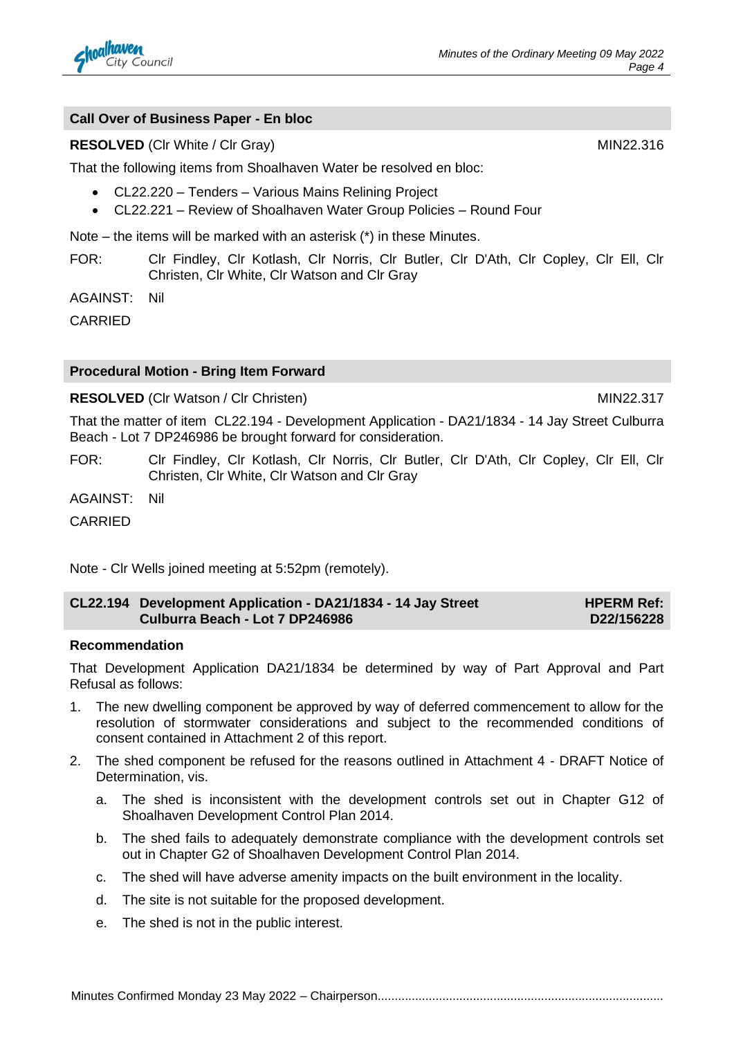## Call Over of Business Paper - En bloc

**RESOLVED** (Clr White / Clr Gray) MIN22.316

That the following items from Shoalhaven Water be resolved en bloc:

- CL22.220 – Tenders – Various Mains Relining Project
- CL22.221 – Review of Shoalhaven Water Group Policies – Round Four

Note – the items will be marked with an asterisk (*) in these Minutes.

FOR: Clr Findley, Clr Kotlash, Clr Norris, Clr Butler, Clr D'Ath, Clr Copley, Clr Ell, Clr Christen, Clr White, Clr Watson and Clr Gray

AGAINST: Nil

CARRIED

## Procedural Motion - Bring Item Forward

**RESOLVED** (Clr Watson / Clr Christen) MIN22.317

That the matter of item CL22.194 - Development Application - DA21/1834 - 14 Jay Street Culburra Beach - Lot 7 DP246986 be brought forward for consideration.

FOR: Clr Findley, Clr Kotlash, Clr Norris, Clr Butler, Clr D'Ath, Clr Copley, Clr Ell, Clr Christen, Clr White, Clr Watson and Clr Gray

AGAINST: Nil

CARRIED

Note - Clr Wells joined meeting at 5:52pm (remotely).

## CL22.194 Development Application - DA21/1834 - 14 Jay Street Culburra Beach - Lot 7 DP246986

**HPERM Ref: D22/156228**

**Recommendation**

That Development Application DA21/1834 be determined by way of Part Approval and Part Refusal as follows:

1. The new dwelling component be approved by way of deferred commencement to allow for the resolution of stormwater considerations and subject to the recommended conditions of consent contained in Attachment 2 of this report.
2. The shed component be refused for the reasons outlined in Attachment 4 - DRAFT Notice of Determination, vis.
   a. The shed is inconsistent with the development controls set out in Chapter G12 of Shoalhaven Development Control Plan 2014.
   b. The shed fails to adequately demonstrate compliance with the development controls set out in Chapter G2 of Shoalhaven Development Control Plan 2014.
   c. The shed will have adverse amenity impacts on the built environment in the locality.
   d. The site is not suitable for the proposed development.
   e. The shed is not in the public interest.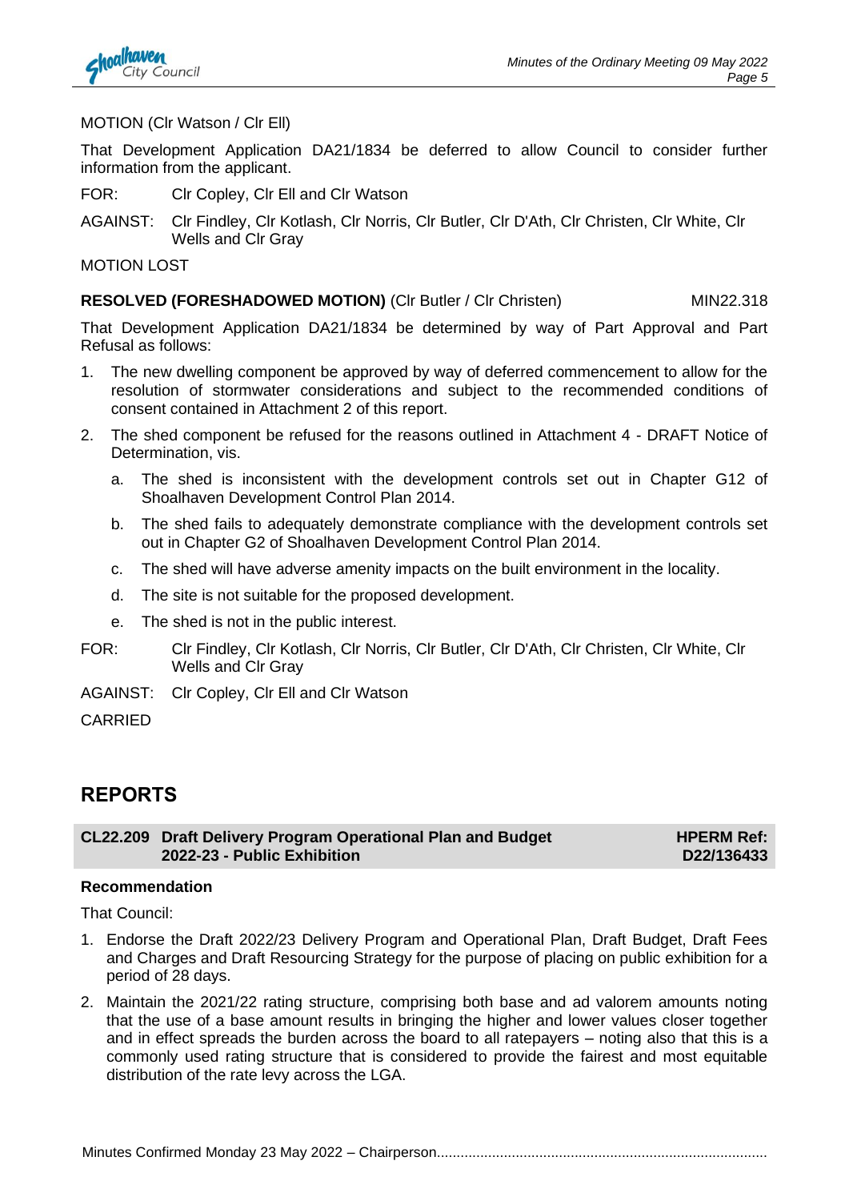MOTION (Clr Watson / Clr Ell)

That Development Application DA21/1834 be deferred to allow Council to consider further information from the applicant.

FOR: Clr Copley, Clr Ell and Clr Watson

AGAINST: Clr Findley, Clr Kotlash, Clr Norris, Clr Butler, Clr D'Ath, Clr Christen, Clr White, Clr Wells and Clr Gray

MOTION LOST

**RESOLVED (FORESHADOWED MOTION)** (Clr Butler / Clr Christen) MIN22.318

That Development Application DA21/1834 be determined by way of Part Approval and Part Refusal as follows:

1. The new dwelling component be approved by way of deferred commencement to allow for the resolution of stormwater considerations and subject to the recommended conditions of consent contained in Attachment 2 of this report.
2. The shed component be refused for the reasons outlined in Attachment 4 - DRAFT Notice of Determination, vis.
   a. The shed is inconsistent with the development controls set out in Chapter G12 of Shoalhaven Development Control Plan 2014.
   b. The shed fails to adequately demonstrate compliance with the development controls set out in Chapter G2 of Shoalhaven Development Control Plan 2014.
   c. The shed will have adverse amenity impacts on the built environment in the locality.
   d. The site is not suitable for the proposed development.
   e. The shed is not in the public interest.

FOR: Clr Findley, Clr Kotlash, Clr Norris, Clr Butler, Clr D'Ath, Clr Christen, Clr White, Clr Wells and Clr Gray

AGAINST: Clr Copley, Clr Ell and Clr Watson

CARRIED

# REPORTS

## CL22.209 Draft Delivery Program Operational Plan and Budget 2022-23 - Public Exhibition

**HPERM Ref: D22/136433**

**Recommendation**

That Council:

1. Endorse the Draft 2022/23 Delivery Program and Operational Plan, Draft Budget, Draft Fees and Charges and Draft Resourcing Strategy for the purpose of placing on public exhibition for a period of 28 days.
2. Maintain the 2021/22 rating structure, comprising both base and ad valorem amounts noting that the use of a base amount results in bringing the higher and lower values closer together and in effect spreads the burden across the board to all ratepayers – noting also that this is a commonly used rating structure that is considered to provide the fairest and most equitable distribution of the rate levy across the LGA.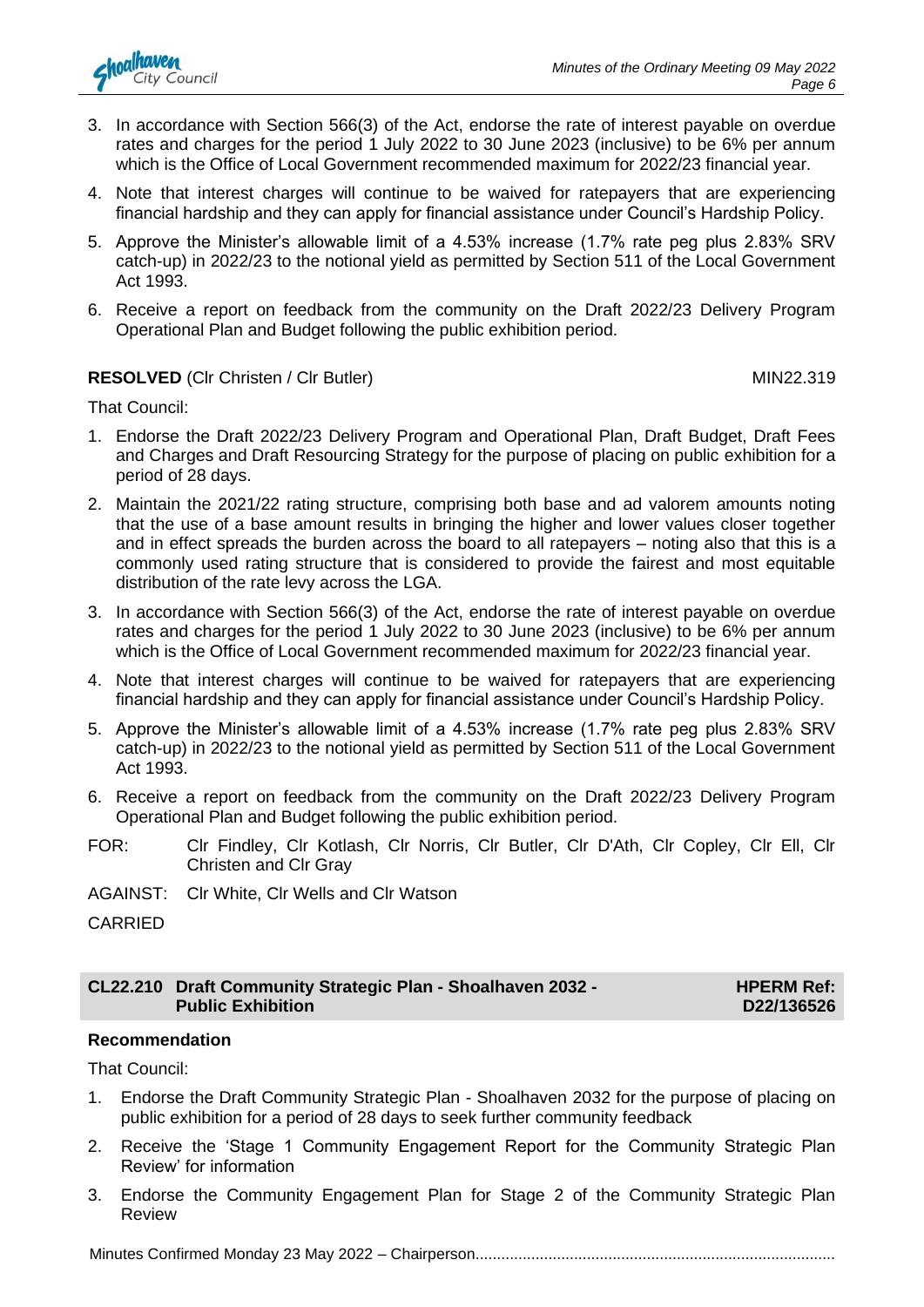3. In accordance with Section 566(3) of the Act, endorse the rate of interest payable on overdue rates and charges for the period 1 July 2022 to 30 June 2023 (inclusive) to be 6% per annum which is the Office of Local Government recommended maximum for 2022/23 financial year.
4. Note that interest charges will continue to be waived for ratepayers that are experiencing financial hardship and they can apply for financial assistance under Council's Hardship Policy.
5. Approve the Minister's allowable limit of a 4.53% increase (1.7% rate peg plus 2.83% SRV catch-up) in 2022/23 to the notional yield as permitted by Section 511 of the Local Government Act 1993.
6. Receive a report on feedback from the community on the Draft 2022/23 Delivery Program Operational Plan and Budget following the public exhibition period.

**RESOLVED** (Clr Christen / Clr Butler) MIN22.319

That Council:

1. Endorse the Draft 2022/23 Delivery Program and Operational Plan, Draft Budget, Draft Fees and Charges and Draft Resourcing Strategy for the purpose of placing on public exhibition for a period of 28 days.
2. Maintain the 2021/22 rating structure, comprising both base and ad valorem amounts noting that the use of a base amount results in bringing the higher and lower values closer together and in effect spreads the burden across the board to all ratepayers – noting also that this is a commonly used rating structure that is considered to provide the fairest and most equitable distribution of the rate levy across the LGA.
3. In accordance with Section 566(3) of the Act, endorse the rate of interest payable on overdue rates and charges for the period 1 July 2022 to 30 June 2023 (inclusive) to be 6% per annum which is the Office of Local Government recommended maximum for 2022/23 financial year.
4. Note that interest charges will continue to be waived for ratepayers that are experiencing financial hardship and they can apply for financial assistance under Council's Hardship Policy.
5. Approve the Minister's allowable limit of a 4.53% increase (1.7% rate peg plus 2.83% SRV catch-up) in 2022/23 to the notional yield as permitted by Section 511 of the Local Government Act 1993.
6. Receive a report on feedback from the community on the Draft 2022/23 Delivery Program Operational Plan and Budget following the public exhibition period.

FOR: Clr Findley, Clr Kotlash, Clr Norris, Clr Butler, Clr D'Ath, Clr Copley, Clr Ell, Clr Christen and Clr Gray

AGAINST: Clr White, Clr Wells and Clr Watson

CARRIED

## CL22.210 Draft Community Strategic Plan - Shoalhaven 2032 - Public Exhibition

**HPERM Ref: D22/136526**

**Recommendation**

That Council:

1. Endorse the Draft Community Strategic Plan - Shoalhaven 2032 for the purpose of placing on public exhibition for a period of 28 days to seek further community feedback
2. Receive the 'Stage 1 Community Engagement Report for the Community Strategic Plan Review' for information
3. Endorse the Community Engagement Plan for Stage 2 of the Community Strategic Plan Review

Minutes Confirmed Monday 23 May 2022 – Chairperson....................................................................................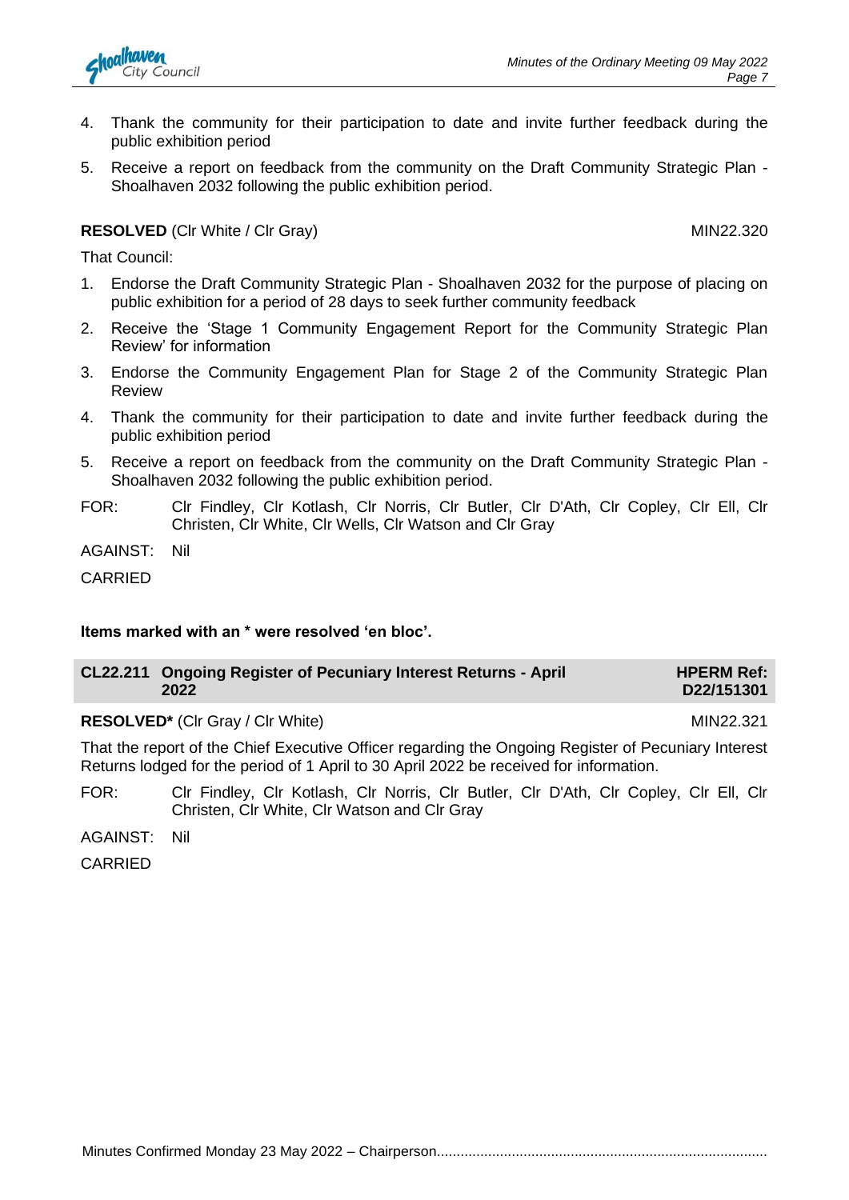4. Thank the community for their participation to date and invite further feedback during the public exhibition period
5. Receive a report on feedback from the community on the Draft Community Strategic Plan - Shoalhaven 2032 following the public exhibition period.

**RESOLVED** (Clr White / Clr Gray) MIN22.320

That Council:

1. Endorse the Draft Community Strategic Plan - Shoalhaven 2032 for the purpose of placing on public exhibition for a period of 28 days to seek further community feedback
2. Receive the 'Stage 1 Community Engagement Report for the Community Strategic Plan Review' for information
3. Endorse the Community Engagement Plan for Stage 2 of the Community Strategic Plan Review
4. Thank the community for their participation to date and invite further feedback during the public exhibition period
5. Receive a report on feedback from the community on the Draft Community Strategic Plan - Shoalhaven 2032 following the public exhibition period.

FOR: Clr Findley, Clr Kotlash, Clr Norris, Clr Butler, Clr D'Ath, Clr Copley, Clr Ell, Clr Christen, Clr White, Clr Wells, Clr Watson and Clr Gray

AGAINST: Nil

CARRIED

**Items marked with an * were resolved 'en bloc'.**

## CL22.211 Ongoing Register of Pecuniary Interest Returns - April 2022 — HPERM Ref: D22/151301

**RESOLVED*** (Clr Gray / Clr White) MIN22.321

That the report of the Chief Executive Officer regarding the Ongoing Register of Pecuniary Interest Returns lodged for the period of 1 April to 30 April 2022 be received for information.

FOR: Clr Findley, Clr Kotlash, Clr Norris, Clr Butler, Clr D'Ath, Clr Copley, Clr Ell, Clr Christen, Clr White, Clr Watson and Clr Gray

AGAINST: Nil

CARRIED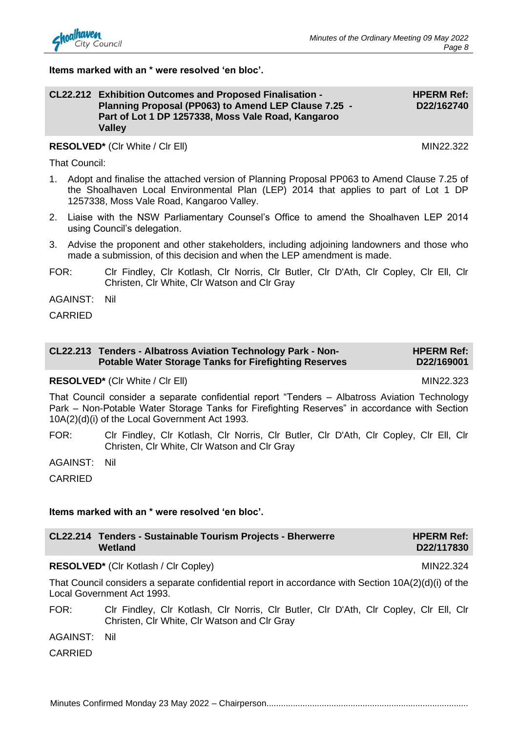**Items marked with an * were resolved 'en bloc'.**

## CL22.212 Exhibition Outcomes and Proposed Finalisation - Planning Proposal (PP063) to Amend LEP Clause 7.25 - Part of Lot 1 DP 1257338, Moss Vale Road, Kangaroo Valley

**HPERM Ref: D22/162740**

**RESOLVED*** (Clr White / Clr Ell) MIN22.322

That Council:

1. Adopt and finalise the attached version of Planning Proposal PP063 to Amend Clause 7.25 of the Shoalhaven Local Environmental Plan (LEP) 2014 that applies to part of Lot 1 DP 1257338, Moss Vale Road, Kangaroo Valley.
2. Liaise with the NSW Parliamentary Counsel's Office to amend the Shoalhaven LEP 2014 using Council's delegation.
3. Advise the proponent and other stakeholders, including adjoining landowners and those who made a submission, of this decision and when the LEP amendment is made.

FOR: Clr Findley, Clr Kotlash, Clr Norris, Clr Butler, Clr D'Ath, Clr Copley, Clr Ell, Clr Christen, Clr White, Clr Watson and Clr Gray

AGAINST: Nil

CARRIED

## CL22.213 Tenders - Albatross Aviation Technology Park - Non-Potable Water Storage Tanks for Firefighting Reserves

**HPERM Ref: D22/169001**

**RESOLVED*** (Clr White / Clr Ell) MIN22.323

That Council consider a separate confidential report "Tenders – Albatross Aviation Technology Park – Non-Potable Water Storage Tanks for Firefighting Reserves" in accordance with Section 10A(2)(d)(i) of the Local Government Act 1993.

FOR: Clr Findley, Clr Kotlash, Clr Norris, Clr Butler, Clr D'Ath, Clr Copley, Clr Ell, Clr Christen, Clr White, Clr Watson and Clr Gray

AGAINST: Nil

CARRIED

**Items marked with an * were resolved 'en bloc'.**

## CL22.214 Tenders - Sustainable Tourism Projects - Bherwerre Wetland

**HPERM Ref: D22/117830**

**RESOLVED*** (Clr Kotlash / Clr Copley) MIN22.324

That Council considers a separate confidential report in accordance with Section 10A(2)(d)(i) of the Local Government Act 1993.

FOR: Clr Findley, Clr Kotlash, Clr Norris, Clr Butler, Clr D'Ath, Clr Copley, Clr Ell, Clr Christen, Clr White, Clr Watson and Clr Gray

AGAINST: Nil

CARRIED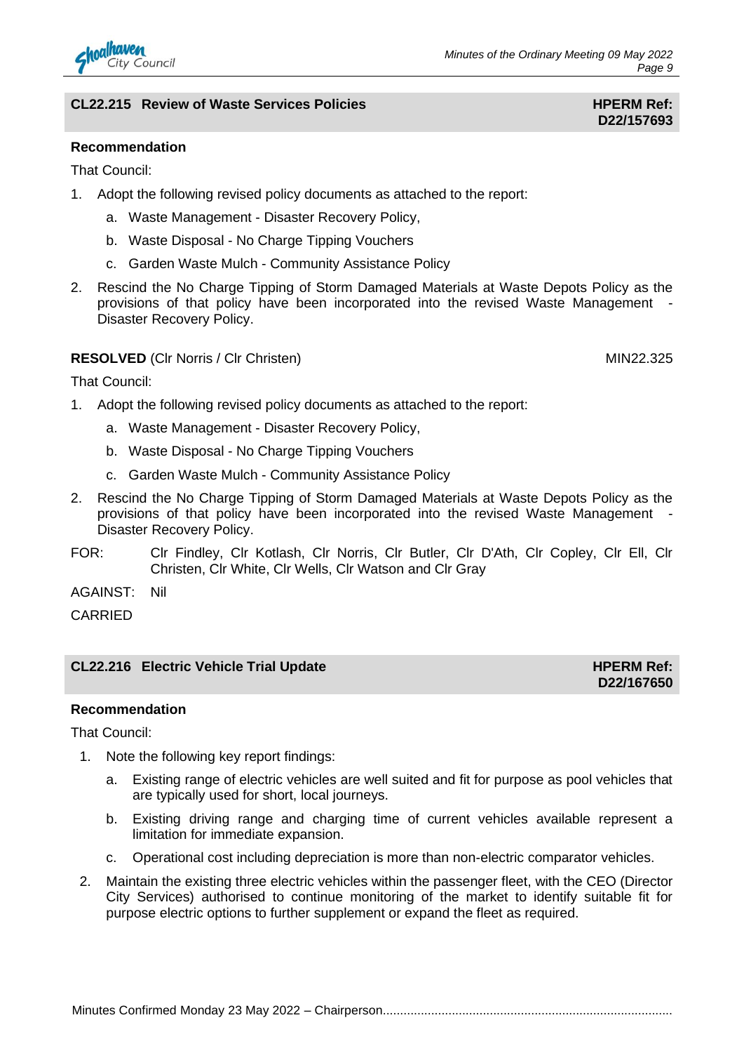## CL22.215 Review of Waste Services Policies

**HPERM Ref: D22/157693**

**Recommendation**

That Council:

1. Adopt the following revised policy documents as attached to the report:
   a. Waste Management - Disaster Recovery Policy,
   b. Waste Disposal - No Charge Tipping Vouchers
   c. Garden Waste Mulch - Community Assistance Policy
2. Rescind the No Charge Tipping of Storm Damaged Materials at Waste Depots Policy as the provisions of that policy have been incorporated into the revised Waste Management - Disaster Recovery Policy.

**RESOLVED** (Clr Norris / Clr Christen) MIN22.325

That Council:

1. Adopt the following revised policy documents as attached to the report:
   a. Waste Management - Disaster Recovery Policy,
   b. Waste Disposal - No Charge Tipping Vouchers
   c. Garden Waste Mulch - Community Assistance Policy
2. Rescind the No Charge Tipping of Storm Damaged Materials at Waste Depots Policy as the provisions of that policy have been incorporated into the revised Waste Management - Disaster Recovery Policy.

FOR: Clr Findley, Clr Kotlash, Clr Norris, Clr Butler, Clr D'Ath, Clr Copley, Clr Ell, Clr Christen, Clr White, Clr Wells, Clr Watson and Clr Gray

AGAINST: Nil

CARRIED

## CL22.216 Electric Vehicle Trial Update

**HPERM Ref: D22/167650**

**Recommendation**

That Council:

1. Note the following key report findings:
   a. Existing range of electric vehicles are well suited and fit for purpose as pool vehicles that are typically used for short, local journeys.
   b. Existing driving range and charging time of current vehicles available represent a limitation for immediate expansion.
   c. Operational cost including depreciation is more than non-electric comparator vehicles.
2. Maintain the existing three electric vehicles within the passenger fleet, with the CEO (Director City Services) authorised to continue monitoring of the market to identify suitable fit for purpose electric options to further supplement or expand the fleet as required.

Minutes Confirmed Monday 23 May 2022 – Chairperson..................................................................................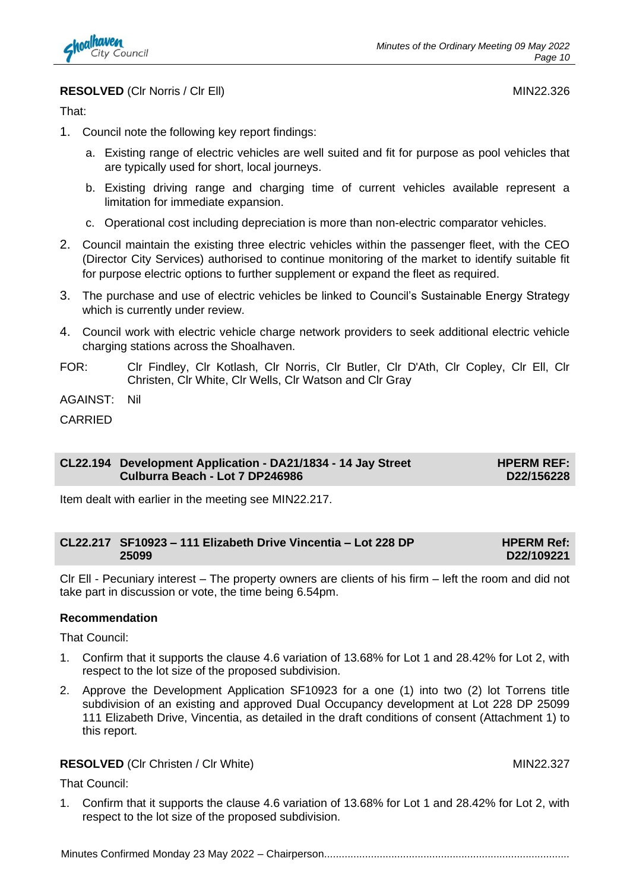**RESOLVED** (Clr Norris / Clr Ell) MIN22.326

That:

1. Council note the following key report findings:
   a. Existing range of electric vehicles are well suited and fit for purpose as pool vehicles that are typically used for short, local journeys.
   b. Existing driving range and charging time of current vehicles available represent a limitation for immediate expansion.
   c. Operational cost including depreciation is more than non-electric comparator vehicles.
2. Council maintain the existing three electric vehicles within the passenger fleet, with the CEO (Director City Services) authorised to continue monitoring of the market to identify suitable fit for purpose electric options to further supplement or expand the fleet as required.
3. The purchase and use of electric vehicles be linked to Council's Sustainable Energy Strategy which is currently under review.
4. Council work with electric vehicle charge network providers to seek additional electric vehicle charging stations across the Shoalhaven.

FOR: Clr Findley, Clr Kotlash, Clr Norris, Clr Butler, Clr D'Ath, Clr Copley, Clr Ell, Clr Christen, Clr White, Clr Wells, Clr Watson and Clr Gray

AGAINST: Nil

CARRIED

## CL22.194 Development Application - DA21/1834 - 14 Jay Street Culburra Beach - Lot 7 DP246986

**HPERM REF: D22/156228**

Item dealt with earlier in the meeting see MIN22.217.

## CL22.217 SF10923 – 111 Elizabeth Drive Vincentia – Lot 228 DP 25099

**HPERM Ref: D22/109221**

Clr Ell - Pecuniary interest – The property owners are clients of his firm – left the room and did not take part in discussion or vote, the time being 6.54pm.

**Recommendation**

That Council:

1. Confirm that it supports the clause 4.6 variation of 13.68% for Lot 1 and 28.42% for Lot 2, with respect to the lot size of the proposed subdivision.
2. Approve the Development Application SF10923 for a one (1) into two (2) lot Torrens title subdivision of an existing and approved Dual Occupancy development at Lot 228 DP 25099 111 Elizabeth Drive, Vincentia, as detailed in the draft conditions of consent (Attachment 1) to this report.

**RESOLVED** (Clr Christen / Clr White) MIN22.327

That Council:

1. Confirm that it supports the clause 4.6 variation of 13.68% for Lot 1 and 28.42% for Lot 2, with respect to the lot size of the proposed subdivision.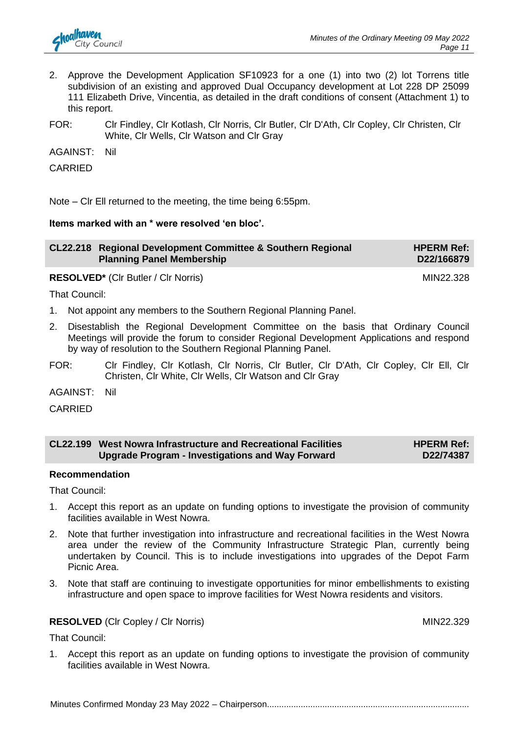2. Approve the Development Application SF10923 for a one (1) into two (2) lot Torrens title subdivision of an existing and approved Dual Occupancy development at Lot 228 DP 25099 111 Elizabeth Drive, Vincentia, as detailed in the draft conditions of consent (Attachment 1) to this report.

FOR: Clr Findley, Clr Kotlash, Clr Norris, Clr Butler, Clr D'Ath, Clr Copley, Clr Christen, Clr White, Clr Wells, Clr Watson and Clr Gray

AGAINST: Nil

CARRIED

Note – Clr Ell returned to the meeting, the time being 6:55pm.

**Items marked with an * were resolved 'en bloc'.**

## CL22.218 Regional Development Committee & Southern Regional Planning Panel Membership

**HPERM Ref: D22/166879**

**RESOLVED*** (Clr Butler / Clr Norris) MIN22.328

That Council:

1. Not appoint any members to the Southern Regional Planning Panel.
2. Disestablish the Regional Development Committee on the basis that Ordinary Council Meetings will provide the forum to consider Regional Development Applications and respond by way of resolution to the Southern Regional Planning Panel.

FOR: Clr Findley, Clr Kotlash, Clr Norris, Clr Butler, Clr D'Ath, Clr Copley, Clr Ell, Clr Christen, Clr White, Clr Wells, Clr Watson and Clr Gray

AGAINST: Nil

CARRIED

## CL22.199 West Nowra Infrastructure and Recreational Facilities Upgrade Program - Investigations and Way Forward

**HPERM Ref: D22/74387**

**Recommendation**

That Council:

1. Accept this report as an update on funding options to investigate the provision of community facilities available in West Nowra.
2. Note that further investigation into infrastructure and recreational facilities in the West Nowra area under the review of the Community Infrastructure Strategic Plan, currently being undertaken by Council. This is to include investigations into upgrades of the Depot Farm Picnic Area.
3. Note that staff are continuing to investigate opportunities for minor embellishments to existing infrastructure and open space to improve facilities for West Nowra residents and visitors.

**RESOLVED** (Clr Copley / Clr Norris) MIN22.329

That Council:

1. Accept this report as an update on funding options to investigate the provision of community facilities available in West Nowra.

Minutes Confirmed Monday 23 May 2022 – Chairperson....................................................................................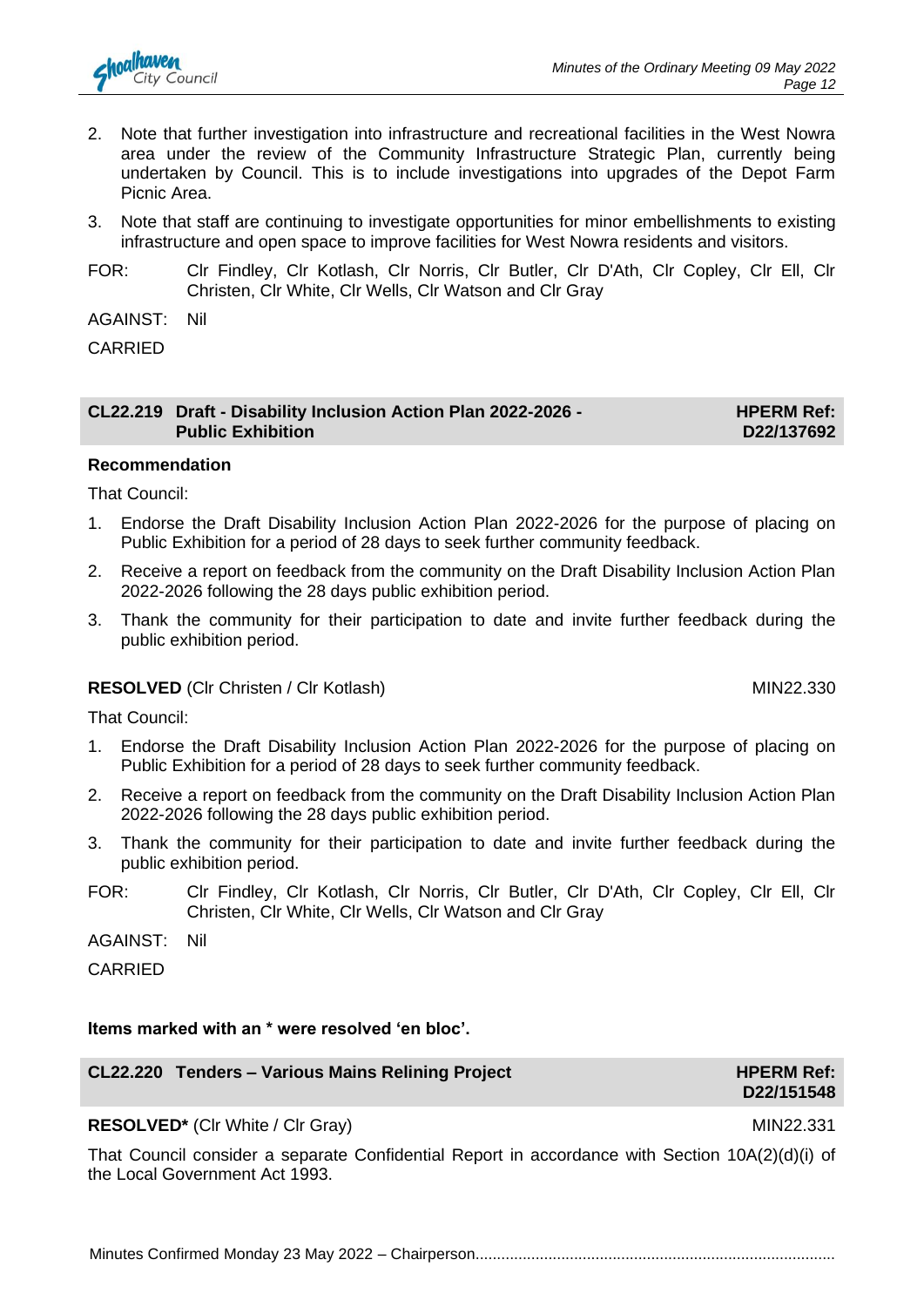2. Note that further investigation into infrastructure and recreational facilities in the West Nowra area under the review of the Community Infrastructure Strategic Plan, currently being undertaken by Council. This is to include investigations into upgrades of the Depot Farm Picnic Area.
3. Note that staff are continuing to investigate opportunities for minor embellishments to existing infrastructure and open space to improve facilities for West Nowra residents and visitors.

FOR: Clr Findley, Clr Kotlash, Clr Norris, Clr Butler, Clr D'Ath, Clr Copley, Clr Ell, Clr Christen, Clr White, Clr Wells, Clr Watson and Clr Gray

AGAINST: Nil

CARRIED

## CL22.219 Draft - Disability Inclusion Action Plan 2022-2026 - Public Exhibition

**HPERM Ref: D22/137692**

**Recommendation**

That Council:

1. Endorse the Draft Disability Inclusion Action Plan 2022-2026 for the purpose of placing on Public Exhibition for a period of 28 days to seek further community feedback.
2. Receive a report on feedback from the community on the Draft Disability Inclusion Action Plan 2022-2026 following the 28 days public exhibition period.
3. Thank the community for their participation to date and invite further feedback during the public exhibition period.

**RESOLVED** (Clr Christen / Clr Kotlash) MIN22.330

That Council:

1. Endorse the Draft Disability Inclusion Action Plan 2022-2026 for the purpose of placing on Public Exhibition for a period of 28 days to seek further community feedback.
2. Receive a report on feedback from the community on the Draft Disability Inclusion Action Plan 2022-2026 following the 28 days public exhibition period.
3. Thank the community for their participation to date and invite further feedback during the public exhibition period.

FOR: Clr Findley, Clr Kotlash, Clr Norris, Clr Butler, Clr D'Ath, Clr Copley, Clr Ell, Clr Christen, Clr White, Clr Wells, Clr Watson and Clr Gray

AGAINST: Nil

CARRIED

**Items marked with an * were resolved 'en bloc'.**

## CL22.220 Tenders – Various Mains Relining Project

**HPERM Ref: D22/151548**

**RESOLVED*** (Clr White / Clr Gray) MIN22.331

That Council consider a separate Confidential Report in accordance with Section 10A(2)(d)(i) of the Local Government Act 1993.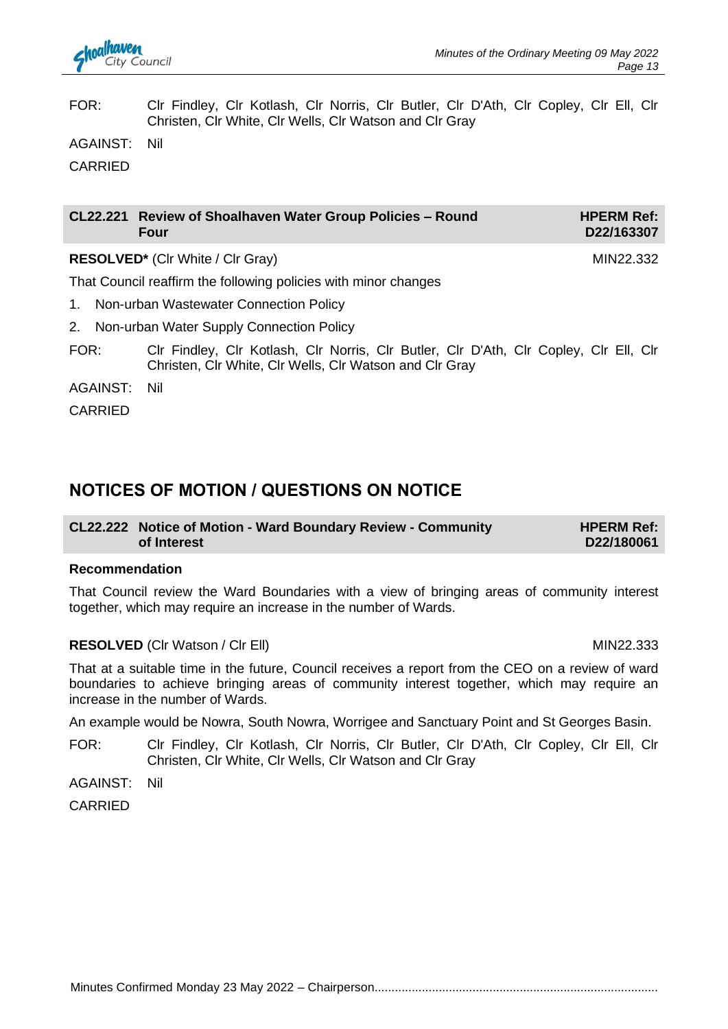FOR: Clr Findley, Clr Kotlash, Clr Norris, Clr Butler, Clr D'Ath, Clr Copley, Clr Ell, Clr Christen, Clr White, Clr Wells, Clr Watson and Clr Gray

AGAINST: Nil

CARRIED

| CL22.221 Review of Shoalhaven Water Group Policies – Round Four | HPERM Ref: D22/163307 |
|---|---|

**RESOLVED*** (Clr White / Clr Gray) MIN22.332

That Council reaffirm the following policies with minor changes

1. Non-urban Wastewater Connection Policy
2. Non-urban Water Supply Connection Policy

FOR: Clr Findley, Clr Kotlash, Clr Norris, Clr Butler, Clr D'Ath, Clr Copley, Clr Ell, Clr Christen, Clr White, Clr Wells, Clr Watson and Clr Gray

AGAINST: Nil

CARRIED

## NOTICES OF MOTION / QUESTIONS ON NOTICE

| CL22.222 Notice of Motion - Ward Boundary Review - Community of Interest | HPERM Ref: D22/180061 |
|---|---|

**Recommendation**

That Council review the Ward Boundaries with a view of bringing areas of community interest together, which may require an increase in the number of Wards.

**RESOLVED** (Clr Watson / Clr Ell) MIN22.333

That at a suitable time in the future, Council receives a report from the CEO on a review of ward boundaries to achieve bringing areas of community interest together, which may require an increase in the number of Wards.

An example would be Nowra, South Nowra, Worrigee and Sanctuary Point and St Georges Basin.

FOR: Clr Findley, Clr Kotlash, Clr Norris, Clr Butler, Clr D'Ath, Clr Copley, Clr Ell, Clr Christen, Clr White, Clr Wells, Clr Watson and Clr Gray

AGAINST: Nil

CARRIED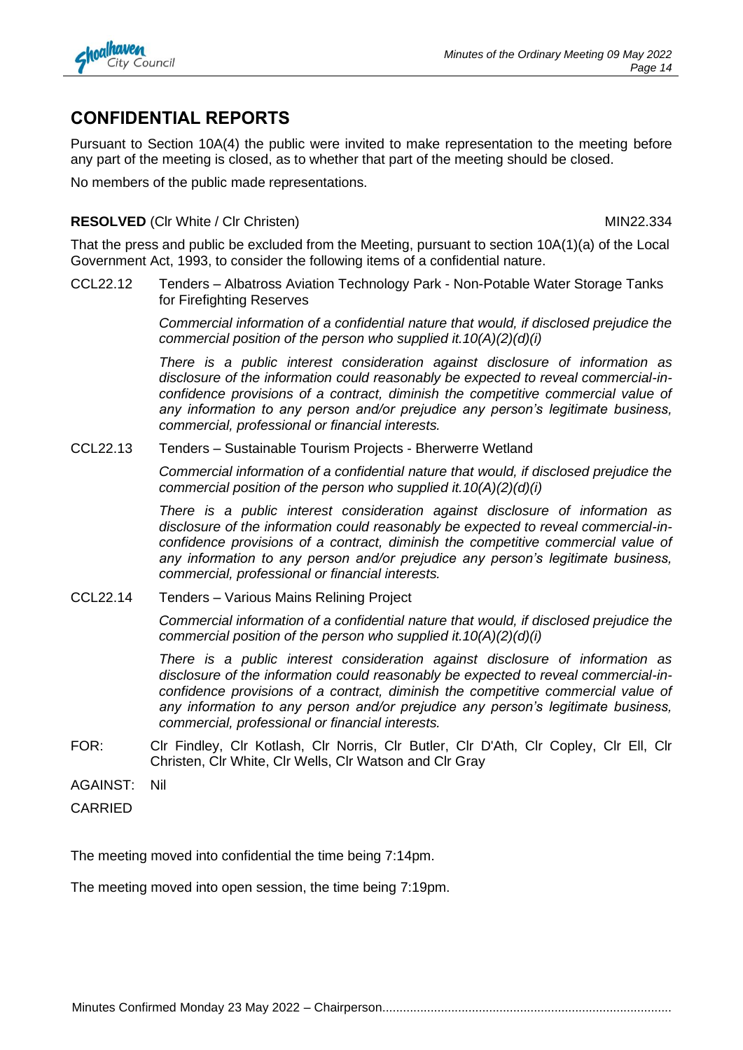## CONFIDENTIAL REPORTS

Pursuant to Section 10A(4) the public were invited to make representation to the meeting before any part of the meeting is closed, as to whether that part of the meeting should be closed.

No members of the public made representations.

**RESOLVED** (Clr White / Clr Christen) MIN22.334

That the press and public be excluded from the Meeting, pursuant to section 10A(1)(a) of the Local Government Act, 1993, to consider the following items of a confidential nature.

CCL22.12 Tenders – Albatross Aviation Technology Park - Non-Potable Water Storage Tanks for Firefighting Reserves

*Commercial information of a confidential nature that would, if disclosed prejudice the commercial position of the person who supplied it.10(A)(2)(d)(i)*

*There is a public interest consideration against disclosure of information as disclosure of the information could reasonably be expected to reveal commercial-in-confidence provisions of a contract, diminish the competitive commercial value of any information to any person and/or prejudice any person's legitimate business, commercial, professional or financial interests.*

CCL22.13 Tenders – Sustainable Tourism Projects - Bherwerre Wetland

*Commercial information of a confidential nature that would, if disclosed prejudice the commercial position of the person who supplied it.10(A)(2)(d)(i)*

*There is a public interest consideration against disclosure of information as disclosure of the information could reasonably be expected to reveal commercial-in-confidence provisions of a contract, diminish the competitive commercial value of any information to any person and/or prejudice any person's legitimate business, commercial, professional or financial interests.*

CCL22.14 Tenders – Various Mains Relining Project

*Commercial information of a confidential nature that would, if disclosed prejudice the commercial position of the person who supplied it.10(A)(2)(d)(i)*

*There is a public interest consideration against disclosure of information as disclosure of the information could reasonably be expected to reveal commercial-in-confidence provisions of a contract, diminish the competitive commercial value of any information to any person and/or prejudice any person's legitimate business, commercial, professional or financial interests.*

FOR: Clr Findley, Clr Kotlash, Clr Norris, Clr Butler, Clr D'Ath, Clr Copley, Clr Ell, Clr Christen, Clr White, Clr Wells, Clr Watson and Clr Gray

AGAINST: Nil

CARRIED

The meeting moved into confidential the time being 7:14pm.

The meeting moved into open session, the time being 7:19pm.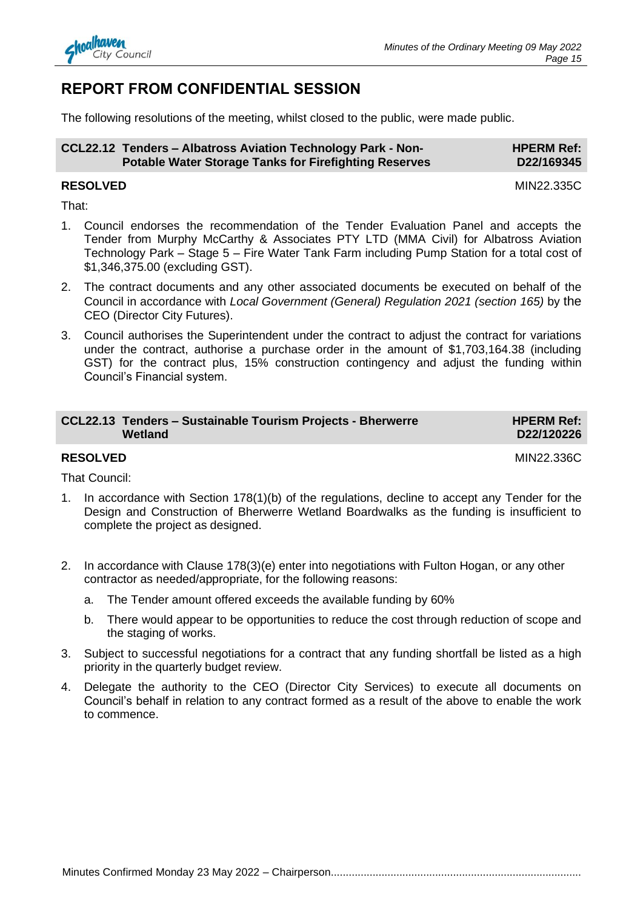## REPORT FROM CONFIDENTIAL SESSION

The following resolutions of the meeting, whilst closed to the public, were made public.

| CCL22.12 Tenders – Albatross Aviation Technology Park - Non-Potable Water Storage Tanks for Firefighting Reserves | HPERM Ref: D22/169345 |
|---|---|

**RESOLVED** MIN22.335C

That:

1. Council endorses the recommendation of the Tender Evaluation Panel and accepts the Tender from Murphy McCarthy & Associates PTY LTD (MMA Civil) for Albatross Aviation Technology Park – Stage 5 – Fire Water Tank Farm including Pump Station for a total cost of $1,346,375.00 (excluding GST).
2. The contract documents and any other associated documents be executed on behalf of the Council in accordance with *Local Government (General) Regulation 2021 (section 165)* by the CEO (Director City Futures).
3. Council authorises the Superintendent under the contract to adjust the contract for variations under the contract, authorise a purchase order in the amount of $1,703,164.38 (including GST) for the contract plus, 15% construction contingency and adjust the funding within Council's Financial system.

| CCL22.13 Tenders – Sustainable Tourism Projects - Bherwerre Wetland | HPERM Ref: D22/120226 |
|---|---|

**RESOLVED** MIN22.336C

That Council:

1. In accordance with Section 178(1)(b) of the regulations, decline to accept any Tender for the Design and Construction of Bherwerre Wetland Boardwalks as the funding is insufficient to complete the project as designed.
2. In accordance with Clause 178(3)(e) enter into negotiations with Fulton Hogan, or any other contractor as needed/appropriate, for the following reasons:
    a. The Tender amount offered exceeds the available funding by 60%
    b. There would appear to be opportunities to reduce the cost through reduction of scope and the staging of works.
3. Subject to successful negotiations for a contract that any funding shortfall be listed as a high priority in the quarterly budget review.
4. Delegate the authority to the CEO (Director City Services) to execute all documents on Council's behalf in relation to any contract formed as a result of the above to enable the work to commence.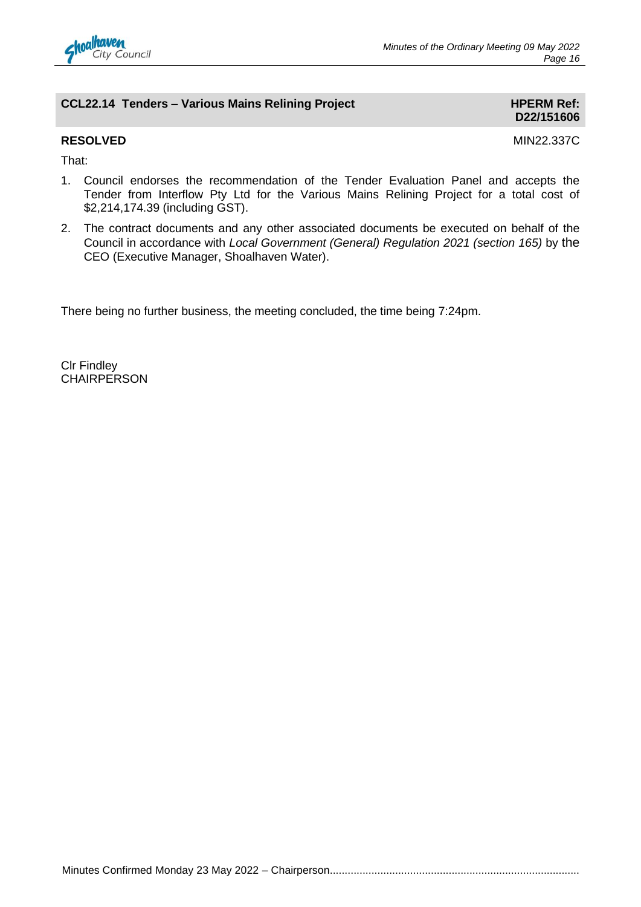## CCL22.14 Tenders – Various Mains Relining Project

**HPERM Ref: D22/151606**

**RESOLVED** MIN22.337C

That:

1. Council endorses the recommendation of the Tender Evaluation Panel and accepts the Tender from Interflow Pty Ltd for the Various Mains Relining Project for a total cost of $2,214,174.39 (including GST).
2. The contract documents and any other associated documents be executed on behalf of the Council in accordance with *Local Government (General) Regulation 2021 (section 165)* by the CEO (Executive Manager, Shoalhaven Water).

There being no further business, the meeting concluded, the time being 7:24pm.

Clr Findley
CHAIRPERSON

Minutes Confirmed Monday 23 May 2022 – Chairperson..................................................................................